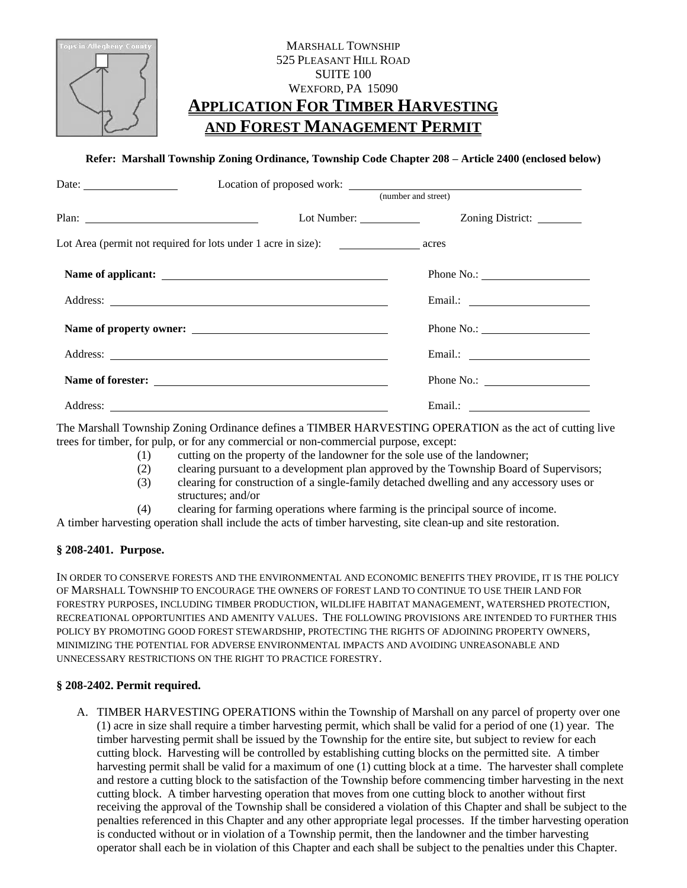MARSHALL TOWNSHIP
525 PLEASANT HILL ROAD
SUITE 100
WEXFORD, PA 15090

# APPLICATION FOR TIMBER HARVESTING AND FOREST MANAGEMENT PERMIT

**Refer: Marshall Township Zoning Ordinance, Township Code Chapter 208 – Article 2400 (enclosed below)**

Date: ________________ Location of proposed work: ______________________________________
(number and street)

Plan: ______________________________ Lot Number: __________ Zoning District: ________

Lot Area (permit not required for lots under 1 acre in size): ______________ acres

**Name of applicant:** ______________________________________ Phone No.: ___________________

Address: ______________________________________________ Email.: _____________________

**Name of property owner:** ________________________________ Phone No.: ___________________

Address: ______________________________________________ Email.: _____________________

**Name of forester:** ______________________________________ Phone No.: ___________________

Address: ______________________________________________ Email.: _____________________

The Marshall Township Zoning Ordinance defines a TIMBER HARVESTING OPERATION as the act of cutting live trees for timber, for pulp, or for any commercial or non-commercial purpose, except:

(1) cutting on the property of the landowner for the sole use of the landowner;
(2) clearing pursuant to a development plan approved by the Township Board of Supervisors;
(3) clearing for construction of a single-family detached dwelling and any accessory uses or structures; and/or
(4) clearing for farming operations where farming is the principal source of income.

A timber harvesting operation shall include the acts of timber harvesting, site clean-up and site restoration.

### § 208-2401. Purpose.

IN ORDER TO CONSERVE FORESTS AND THE ENVIRONMENTAL AND ECONOMIC BENEFITS THEY PROVIDE, IT IS THE POLICY OF MARSHALL TOWNSHIP TO ENCOURAGE THE OWNERS OF FOREST LAND TO CONTINUE TO USE THEIR LAND FOR FORESTRY PURPOSES, INCLUDING TIMBER PRODUCTION, WILDLIFE HABITAT MANAGEMENT, WATERSHED PROTECTION, RECREATIONAL OPPORTUNITIES AND AMENITY VALUES. THE FOLLOWING PROVISIONS ARE INTENDED TO FURTHER THIS POLICY BY PROMOTING GOOD FOREST STEWARDSHIP, PROTECTING THE RIGHTS OF ADJOINING PROPERTY OWNERS, MINIMIZING THE POTENTIAL FOR ADVERSE ENVIRONMENTAL IMPACTS AND AVOIDING UNREASONABLE AND UNNECESSARY RESTRICTIONS ON THE RIGHT TO PRACTICE FORESTRY.

### § 208-2402. Permit required.

A. TIMBER HARVESTING OPERATIONS within the Township of Marshall on any parcel of property over one (1) acre in size shall require a timber harvesting permit, which shall be valid for a period of one (1) year. The timber harvesting permit shall be issued by the Township for the entire site, but subject to review for each cutting block. Harvesting will be controlled by establishing cutting blocks on the permitted site. A timber harvesting permit shall be valid for a maximum of one (1) cutting block at a time. The harvester shall complete and restore a cutting block to the satisfaction of the Township before commencing timber harvesting in the next cutting block. A timber harvesting operation that moves from one cutting block to another without first receiving the approval of the Township shall be considered a violation of this Chapter and shall be subject to the penalties referenced in this Chapter and any other appropriate legal processes. If the timber harvesting operation is conducted without or in violation of a Township permit, then the landowner and the timber harvesting operator shall each be in violation of this Chapter and each shall be subject to the penalties under this Chapter.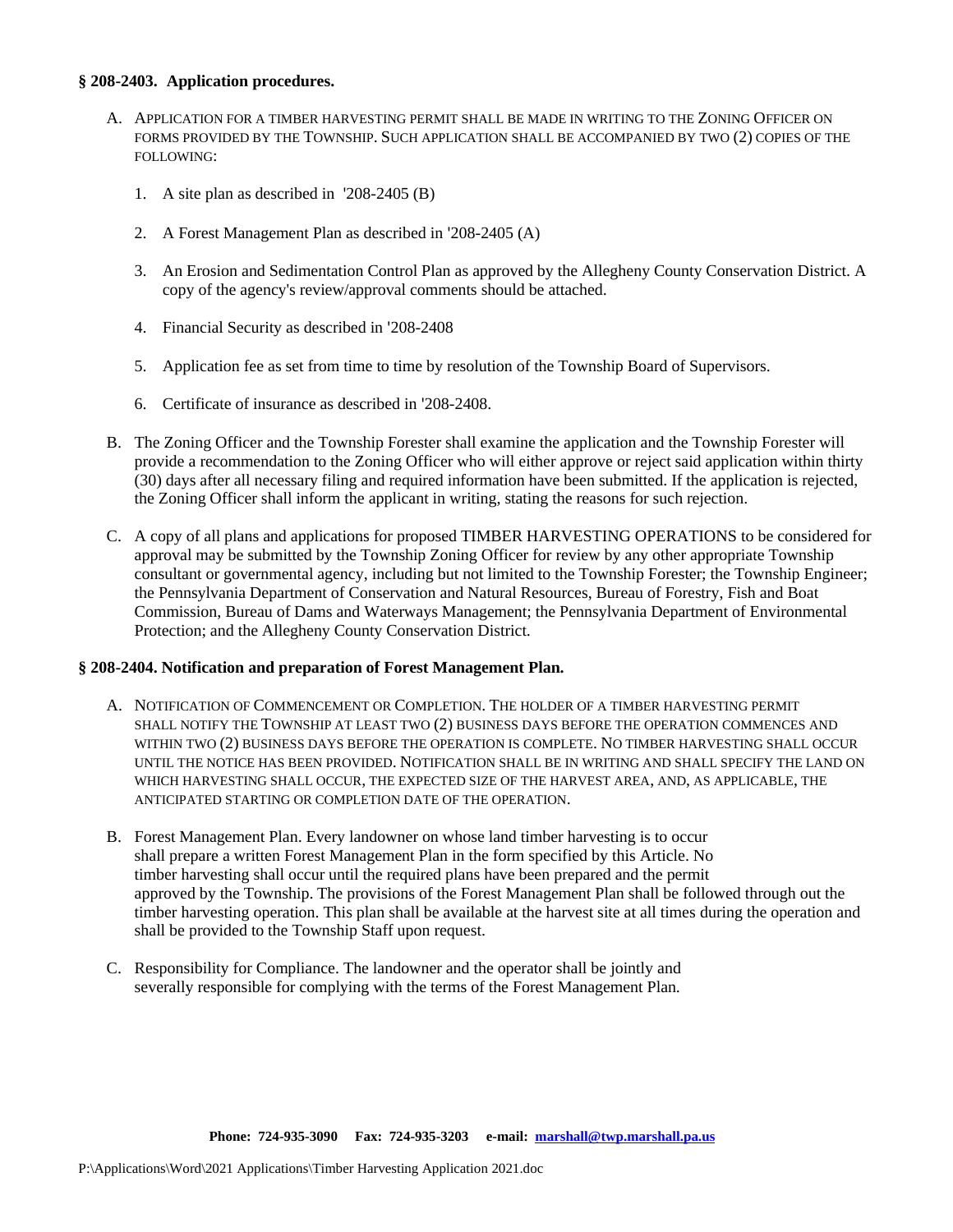**§ 208-2403. Application procedures.**

A. APPLICATION FOR A TIMBER HARVESTING PERMIT SHALL BE MADE IN WRITING TO THE ZONING OFFICER ON FORMS PROVIDED BY THE TOWNSHIP. SUCH APPLICATION SHALL BE ACCOMPANIED BY TWO (2) COPIES OF THE FOLLOWING:

   1. A site plan as described in '208-2405 (B)
   2. A Forest Management Plan as described in '208-2405 (A)
   3. An Erosion and Sedimentation Control Plan as approved by the Allegheny County Conservation District. A copy of the agency's review/approval comments should be attached.
   4. Financial Security as described in '208-2408
   5. Application fee as set from time to time by resolution of the Township Board of Supervisors.
   6. Certificate of insurance as described in '208-2408.

B. The Zoning Officer and the Township Forester shall examine the application and the Township Forester will provide a recommendation to the Zoning Officer who will either approve or reject said application within thirty (30) days after all necessary filing and required information have been submitted. If the application is rejected, the Zoning Officer shall inform the applicant in writing, stating the reasons for such rejection.

C. A copy of all plans and applications for proposed TIMBER HARVESTING OPERATIONS to be considered for approval may be submitted by the Township Zoning Officer for review by any other appropriate Township consultant or governmental agency, including but not limited to the Township Forester; the Township Engineer; the Pennsylvania Department of Conservation and Natural Resources, Bureau of Forestry, Fish and Boat Commission, Bureau of Dams and Waterways Management; the Pennsylvania Department of Environmental Protection; and the Allegheny County Conservation District.

**§ 208-2404. Notification and preparation of Forest Management Plan.**

A. NOTIFICATION OF COMMENCEMENT OR COMPLETION. THE HOLDER OF A TIMBER HARVESTING PERMIT SHALL NOTIFY THE TOWNSHIP AT LEAST TWO (2) BUSINESS DAYS BEFORE THE OPERATION COMMENCES AND WITHIN TWO (2) BUSINESS DAYS BEFORE THE OPERATION IS COMPLETE. NO TIMBER HARVESTING SHALL OCCUR UNTIL THE NOTICE HAS BEEN PROVIDED. NOTIFICATION SHALL BE IN WRITING AND SHALL SPECIFY THE LAND ON WHICH HARVESTING SHALL OCCUR, THE EXPECTED SIZE OF THE HARVEST AREA, AND, AS APPLICABLE, THE ANTICIPATED STARTING OR COMPLETION DATE OF THE OPERATION.

B. Forest Management Plan. Every landowner on whose land timber harvesting is to occur shall prepare a written Forest Management Plan in the form specified by this Article. No timber harvesting shall occur until the required plans have been prepared and the permit approved by the Township. The provisions of the Forest Management Plan shall be followed through out the timber harvesting operation. This plan shall be available at the harvest site at all times during the operation and shall be provided to the Township Staff upon request.

C. Responsibility for Compliance. The landowner and the operator shall be jointly and severally responsible for complying with the terms of the Forest Management Plan.

**Phone: 724-935-3090 Fax: 724-935-3203 e-mail: marshall@twp.marshall.pa.us**

P:\Applications\Word\2021 Applications\Timber Harvesting Application 2021.doc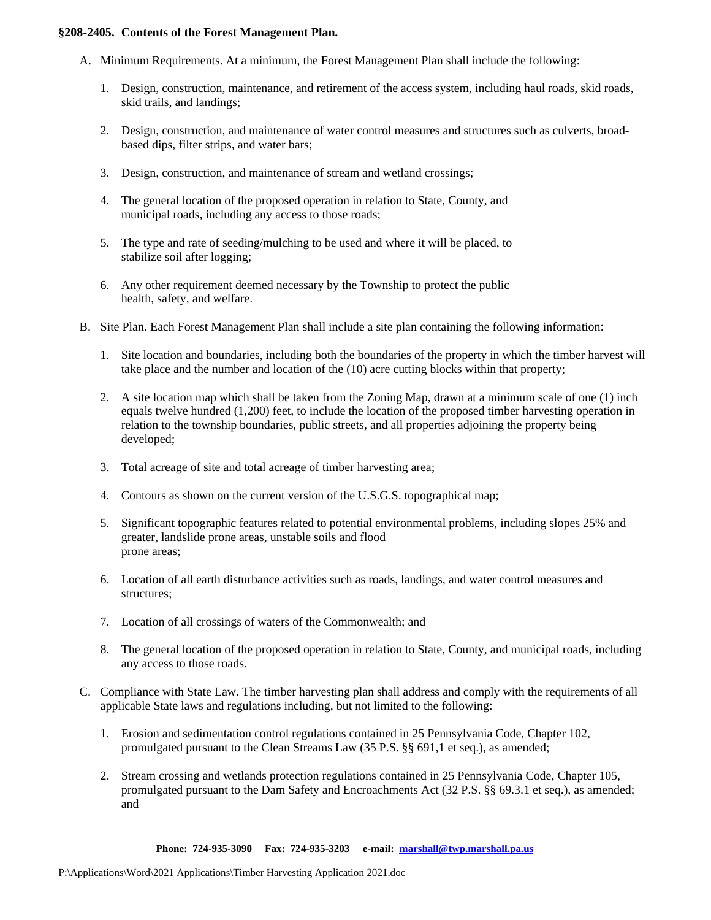**§208-2405. Contents of the Forest Management Plan.**

A. Minimum Requirements. At a minimum, the Forest Management Plan shall include the following:

   1. Design, construction, maintenance, and retirement of the access system, including haul roads, skid roads, skid trails, and landings;

   2. Design, construction, and maintenance of water control measures and structures such as culverts, broad-based dips, filter strips, and water bars;

   3. Design, construction, and maintenance of stream and wetland crossings;

   4. The general location of the proposed operation in relation to State, County, and municipal roads, including any access to those roads;

   5. The type and rate of seeding/mulching to be used and where it will be placed, to stabilize soil after logging;

   6. Any other requirement deemed necessary by the Township to protect the public health, safety, and welfare.

B. Site Plan. Each Forest Management Plan shall include a site plan containing the following information:

   1. Site location and boundaries, including both the boundaries of the property in which the timber harvest will take place and the number and location of the (10) acre cutting blocks within that property;

   2. A site location map which shall be taken from the Zoning Map, drawn at a minimum scale of one (1) inch equals twelve hundred (1,200) feet, to include the location of the proposed timber harvesting operation in relation to the township boundaries, public streets, and all properties adjoining the property being developed;

   3. Total acreage of site and total acreage of timber harvesting area;

   4. Contours as shown on the current version of the U.S.G.S. topographical map;

   5. Significant topographic features related to potential environmental problems, including slopes 25% and greater, landslide prone areas, unstable soils and flood prone areas;

   6. Location of all earth disturbance activities such as roads, landings, and water control measures and structures;

   7. Location of all crossings of waters of the Commonwealth; and

   8. The general location of the proposed operation in relation to State, County, and municipal roads, including any access to those roads.

C. Compliance with State Law. The timber harvesting plan shall address and comply with the requirements of all applicable State laws and regulations including, but not limited to the following:

   1. Erosion and sedimentation control regulations contained in 25 Pennsylvania Code, Chapter 102, promulgated pursuant to the Clean Streams Law (35 P.S. §§ 691,1 et seq.), as amended;

   2. Stream crossing and wetlands protection regulations contained in 25 Pennsylvania Code, Chapter 105, promulgated pursuant to the Dam Safety and Encroachments Act (32 P.S. §§ 69.3.1 et seq.), as amended; and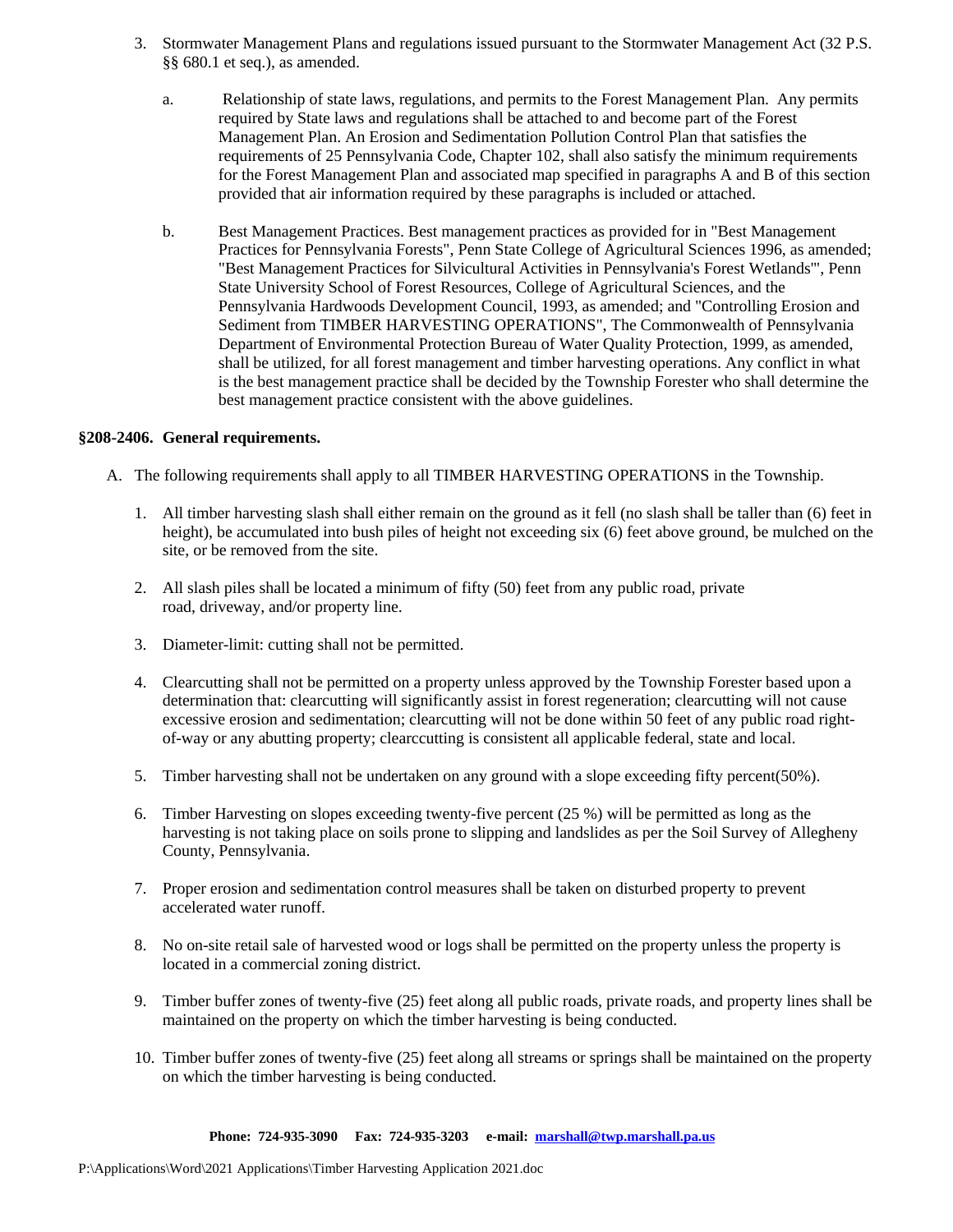3. Stormwater Management Plans and regulations issued pursuant to the Stormwater Management Act (32 P.S. §§ 680.1 et seq.), as amended.

   a. Relationship of state laws, regulations, and permits to the Forest Management Plan. Any permits required by State laws and regulations shall be attached to and become part of the Forest Management Plan. An Erosion and Sedimentation Pollution Control Plan that satisfies the requirements of 25 Pennsylvania Code, Chapter 102, shall also satisfy the minimum requirements for the Forest Management Plan and associated map specified in paragraphs A and B of this section provided that air information required by these paragraphs is included or attached.

   b. Best Management Practices. Best management practices as provided for in "Best Management Practices for Pennsylvania Forests", Penn State College of Agricultural Sciences 1996, as amended; "Best Management Practices for Silvicultural Activities in Pennsylvania's Forest Wetlands"', Penn State University School of Forest Resources, College of Agricultural Sciences, and the Pennsylvania Hardwoods Development Council, 1993, as amended; and "Controlling Erosion and Sediment from TIMBER HARVESTING OPERATIONS", The Commonwealth of Pennsylvania Department of Environmental Protection Bureau of Water Quality Protection, 1999, as amended, shall be utilized, for all forest management and timber harvesting operations. Any conflict in what is the best management practice shall be decided by the Township Forester who shall determine the best management practice consistent with the above guidelines.

**§208-2406. General requirements.**

A. The following requirements shall apply to all TIMBER HARVESTING OPERATIONS in the Township.

   1. All timber harvesting slash shall either remain on the ground as it fell (no slash shall be taller than (6) feet in height), be accumulated into bush piles of height not exceeding six (6) feet above ground, be mulched on the site, or be removed from the site.

   2. All slash piles shall be located a minimum of fifty (50) feet from any public road, private road, driveway, and/or property line.

   3. Diameter-limit: cutting shall not be permitted.

   4. Clearcutting shall not be permitted on a property unless approved by the Township Forester based upon a determination that: clearcutting will significantly assist in forest regeneration; clearcutting will not cause excessive erosion and sedimentation; clearcutting will not be done within 50 feet of any public road right-of-way or any abutting property; clearccutting is consistent all applicable federal, state and local.

   5. Timber harvesting shall not be undertaken on any ground with a slope exceeding fifty percent(50%).

   6. Timber Harvesting on slopes exceeding twenty-five percent (25 %) will be permitted as long as the harvesting is not taking place on soils prone to slipping and landslides as per the Soil Survey of Allegheny County, Pennsylvania.

   7. Proper erosion and sedimentation control measures shall be taken on disturbed property to prevent accelerated water runoff.

   8. No on-site retail sale of harvested wood or logs shall be permitted on the property unless the property is located in a commercial zoning district.

   9. Timber buffer zones of twenty-five (25) feet along all public roads, private roads, and property lines shall be maintained on the property on which the timber harvesting is being conducted.

   10. Timber buffer zones of twenty-five (25) feet along all streams or springs shall be maintained on the property on which the timber harvesting is being conducted.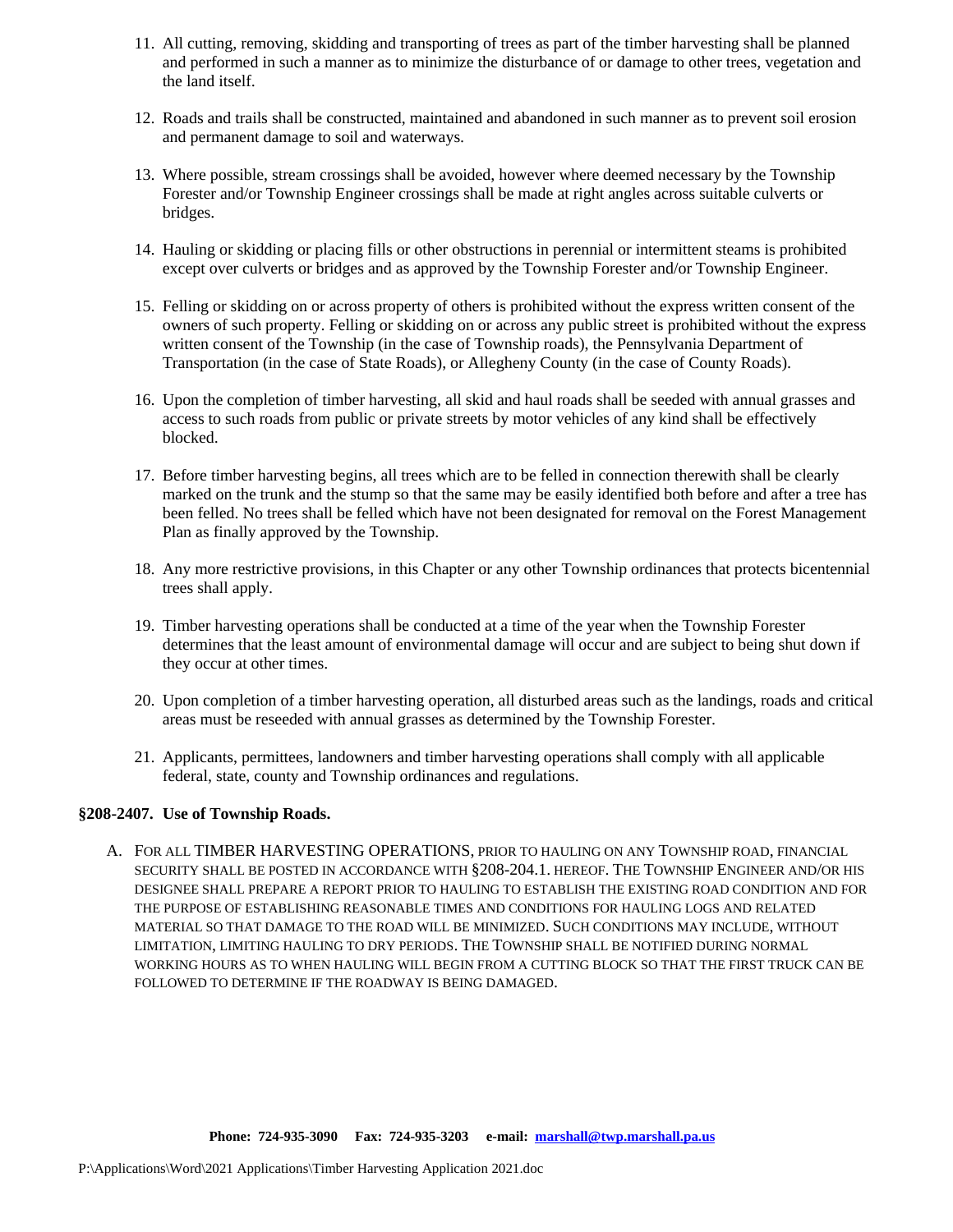11. All cutting, removing, skidding and transporting of trees as part of the timber harvesting shall be planned and performed in such a manner as to minimize the disturbance of or damage to other trees, vegetation and the land itself.

12. Roads and trails shall be constructed, maintained and abandoned in such manner as to prevent soil erosion and permanent damage to soil and waterways.

13. Where possible, stream crossings shall be avoided, however where deemed necessary by the Township Forester and/or Township Engineer crossings shall be made at right angles across suitable culverts or bridges.

14. Hauling or skidding or placing fills or other obstructions in perennial or intermittent steams is prohibited except over culverts or bridges and as approved by the Township Forester and/or Township Engineer.

15. Felling or skidding on or across property of others is prohibited without the express written consent of the owners of such property. Felling or skidding on or across any public street is prohibited without the express written consent of the Township (in the case of Township roads), the Pennsylvania Department of Transportation (in the case of State Roads), or Allegheny County (in the case of County Roads).

16. Upon the completion of timber harvesting, all skid and haul roads shall be seeded with annual grasses and access to such roads from public or private streets by motor vehicles of any kind shall be effectively blocked.

17. Before timber harvesting begins, all trees which are to be felled in connection therewith shall be clearly marked on the trunk and the stump so that the same may be easily identified both before and after a tree has been felled. No trees shall be felled which have not been designated for removal on the Forest Management Plan as finally approved by the Township.

18. Any more restrictive provisions, in this Chapter or any other Township ordinances that protects bicentennial trees shall apply.

19. Timber harvesting operations shall be conducted at a time of the year when the Township Forester determines that the least amount of environmental damage will occur and are subject to being shut down if they occur at other times.

20. Upon completion of a timber harvesting operation, all disturbed areas such as the landings, roads and critical areas must be reseeded with annual grasses as determined by the Township Forester.

21. Applicants, permittees, landowners and timber harvesting operations shall comply with all applicable federal, state, county and Township ordinances and regulations.

**§208-2407. Use of Township Roads.**

A. FOR ALL TIMBER HARVESTING OPERATIONS, PRIOR TO HAULING ON ANY TOWNSHIP ROAD, FINANCIAL SECURITY SHALL BE POSTED IN ACCORDANCE WITH §208-204.1. HEREOF. THE TOWNSHIP ENGINEER AND/OR HIS DESIGNEE SHALL PREPARE A REPORT PRIOR TO HAULING TO ESTABLISH THE EXISTING ROAD CONDITION AND FOR THE PURPOSE OF ESTABLISHING REASONABLE TIMES AND CONDITIONS FOR HAULING LOGS AND RELATED MATERIAL SO THAT DAMAGE TO THE ROAD WILL BE MINIMIZED. SUCH CONDITIONS MAY INCLUDE, WITHOUT LIMITATION, LIMITING HAULING TO DRY PERIODS. THE TOWNSHIP SHALL BE NOTIFIED DURING NORMAL WORKING HOURS AS TO WHEN HAULING WILL BEGIN FROM A CUTTING BLOCK SO THAT THE FIRST TRUCK CAN BE FOLLOWED TO DETERMINE IF THE ROADWAY IS BEING DAMAGED.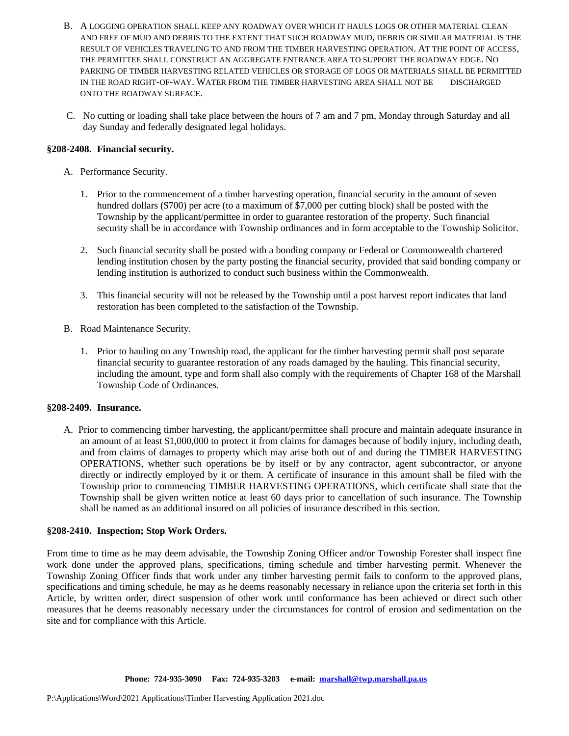B. A LOGGING OPERATION SHALL KEEP ANY ROADWAY OVER WHICH IT HAULS LOGS OR OTHER MATERIAL CLEAN AND FREE OF MUD AND DEBRIS TO THE EXTENT THAT SUCH ROADWAY MUD, DEBRIS OR SIMILAR MATERIAL IS THE RESULT OF VEHICLES TRAVELING TO AND FROM THE TIMBER HARVESTING OPERATION. AT THE POINT OF ACCESS, THE PERMITTEE SHALL CONSTRUCT AN AGGREGATE ENTRANCE AREA TO SUPPORT THE ROADWAY EDGE. NO PARKING OF TIMBER HARVESTING RELATED VEHICLES OR STORAGE OF LOGS OR MATERIALS SHALL BE PERMITTED IN THE ROAD RIGHT-OF-WAY. WATER FROM THE TIMBER HARVESTING AREA SHALL NOT BE DISCHARGED ONTO THE ROADWAY SURFACE.

C. No cutting or loading shall take place between the hours of 7 am and 7 pm, Monday through Saturday and all day Sunday and federally designated legal holidays.

**§208-2408. Financial security.**

A. Performance Security.

1. Prior to the commencement of a timber harvesting operation, financial security in the amount of seven hundred dollars ($700) per acre (to a maximum of $7,000 per cutting block) shall be posted with the Township by the applicant/permittee in order to guarantee restoration of the property. Such financial security shall be in accordance with Township ordinances and in form acceptable to the Township Solicitor.

2. Such financial security shall be posted with a bonding company or Federal or Commonwealth chartered lending institution chosen by the party posting the financial security, provided that said bonding company or lending institution is authorized to conduct such business within the Commonwealth.

3. This financial security will not be released by the Township until a post harvest report indicates that land restoration has been completed to the satisfaction of the Township.

B. Road Maintenance Security.

1. Prior to hauling on any Township road, the applicant for the timber harvesting permit shall post separate financial security to guarantee restoration of any roads damaged by the hauling. This financial security, including the amount, type and form shall also comply with the requirements of Chapter 168 of the Marshall Township Code of Ordinances.

**§208-2409. Insurance.**

A. Prior to commencing timber harvesting, the applicant/permittee shall procure and maintain adequate insurance in an amount of at least $1,000,000 to protect it from claims for damages because of bodily injury, including death, and from claims of damages to property which may arise both out of and during the TIMBER HARVESTING OPERATIONS, whether such operations be by itself or by any contractor, agent subcontractor, or anyone directly or indirectly employed by it or them. A certificate of insurance in this amount shall be filed with the Township prior to commencing TIMBER HARVESTING OPERATIONS, which certificate shall state that the Township shall be given written notice at least 60 days prior to cancellation of such insurance. The Township shall be named as an additional insured on all policies of insurance described in this section.

**§208-2410. Inspection; Stop Work Orders.**

From time to time as he may deem advisable, the Township Zoning Officer and/or Township Forester shall inspect fine work done under the approved plans, specifications, timing schedule and timber harvesting permit. Whenever the Township Zoning Officer finds that work under any timber harvesting permit fails to conform to the approved plans, specifications and timing schedule, he may as he deems reasonably necessary in reliance upon the criteria set forth in this Article, by written order, direct suspension of other work until conformance has been achieved or direct such other measures that he deems reasonably necessary under the circumstances for control of erosion and sedimentation on the site and for compliance with this Article.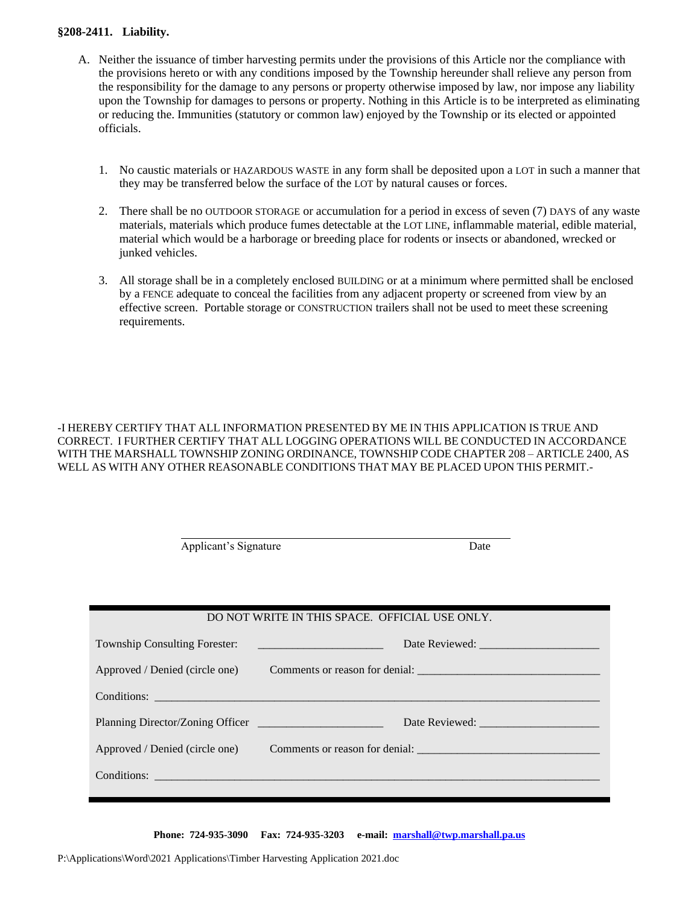**§208-2411. Liability.**

A. Neither the issuance of timber harvesting permits under the provisions of this Article nor the compliance with the provisions hereto or with any conditions imposed by the Township hereunder shall relieve any person from the responsibility for the damage to any persons or property otherwise imposed by law, nor impose any liability upon the Township for damages to persons or property. Nothing in this Article is to be interpreted as eliminating or reducing the. Immunities (statutory or common law) enjoyed by the Township or its elected or appointed officials.

1. No caustic materials or HAZARDOUS WASTE in any form shall be deposited upon a LOT in such a manner that they may be transferred below the surface of the LOT by natural causes or forces.

2. There shall be no OUTDOOR STORAGE or accumulation for a period in excess of seven (7) DAYS of any waste materials, materials which produce fumes detectable at the LOT LINE, inflammable material, edible material, material which would be a harborage or breeding place for rodents or insects or abandoned, wrecked or junked vehicles.

3. All storage shall be in a completely enclosed BUILDING or at a minimum where permitted shall be enclosed by a FENCE adequate to conceal the facilities from any adjacent property or screened from view by an effective screen. Portable storage or CONSTRUCTION trailers shall not be used to meet these screening requirements.

-I HEREBY CERTIFY THAT ALL INFORMATION PRESENTED BY ME IN THIS APPLICATION IS TRUE AND CORRECT. I FURTHER CERTIFY THAT ALL LOGGING OPERATIONS WILL BE CONDUCTED IN ACCORDANCE WITH THE MARSHALL TOWNSHIP ZONING ORDINANCE, TOWNSHIP CODE CHAPTER 208 – ARTICLE 2400, AS WELL AS WITH ANY OTHER REASONABLE CONDITIONS THAT MAY BE PLACED UPON THIS PERMIT.-

______________________________________________

Applicant's Signature Date

DO NOT WRITE IN THIS SPACE. OFFICIAL USE ONLY.

Township Consulting Forester: ____________________ Date Reviewed: ____________________

Approved / Denied (circle one) Comments or reason for denial: ______________________________

Conditions: ____________________________________________________________________

Planning Director/Zoning Officer ____________________ Date Reviewed: ____________________

Approved / Denied (circle one) Comments or reason for denial: ______________________________

Conditions: ____________________________________________________________________

**Phone: 724-935-3090 Fax: 724-935-3203 e-mail: marshall@twp.marshall.pa.us**

P:\Applications\Word\2021 Applications\Timber Harvesting Application 2021.doc